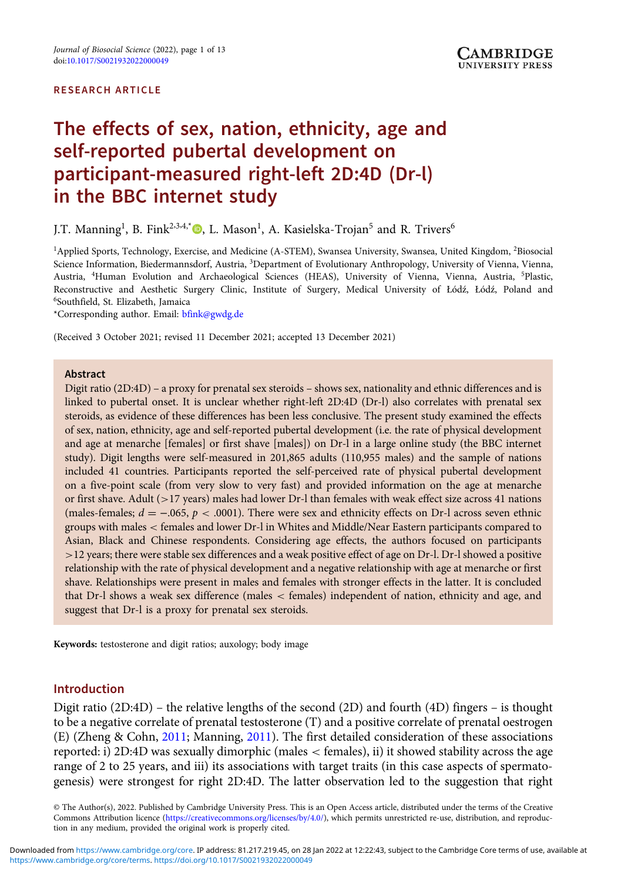RESEARCH ARTICLE

# The effects of sex, nation, ethnicity, age and self-reported pubertal development on participant-measured right-left 2D:4D (Dr-l) in the BBC internet study

J.T. Manning[1], B. Fink[2,3,4,*], L. Mason[1], A. Kasielska-Trojan[5] and R. Trivers[6]

[1]Applied Sports, Technology, Exercise, and Medicine (A-STEM), Swansea University, Swansea, United Kingdom, [2]Biosocial Science Information, Biedermannsdorf, Austria, [3]Department of Evolutionary Anthropology, University of Vienna, Vienna, Austria, [4]Human Evolution and Archaeological Sciences (HEAS), University of Vienna, Vienna, Austria, [5]Plastic, Reconstructive and Aesthetic Surgery Clinic, Institute of Surgery, Medical University of Łódź, Łódź, Poland and [6]Southfield, St. Elizabeth, Jamaica

*Corresponding author. Email: bfink@gwdg.de

(Received 3 October 2021; revised 11 December 2021; accepted 13 December 2021)

## Abstract

Digit ratio (2D:4D) – a proxy for prenatal sex steroids – shows sex, nationality and ethnic differences and is linked to pubertal onset. It is unclear whether right-left 2D:4D (Dr-l) also correlates with prenatal sex steroids, as evidence of these differences has been less conclusive. The present study examined the effects of sex, nation, ethnicity, age and self-reported pubertal development (i.e. the rate of physical development and age at menarche [females] or first shave [males]) on Dr-l in a large online study (the BBC internet study). Digit lengths were self-measured in 201,865 adults (110,955 males) and the sample of nations included 41 countries. Participants reported the self-perceived rate of physical pubertal development on a five-point scale (from very slow to very fast) and provided information on the age at menarche or first shave. Adult (>17 years) males had lower Dr-l than females with weak effect size across 41 nations (males-females; $d = -.065$, $p < .0001$). There were sex and ethnicity effects on Dr-l across seven ethnic groups with males < females and lower Dr-l in Whites and Middle/Near Eastern participants compared to Asian, Black and Chinese respondents. Considering age effects, the authors focused on participants >12 years; there were stable sex differences and a weak positive effect of age on Dr-l. Dr-l showed a positive relationship with the rate of physical development and a negative relationship with age at menarche or first shave. Relationships were present in males and females with stronger effects in the latter. It is concluded that Dr-l shows a weak sex difference (males < females) independent of nation, ethnicity and age, and suggest that Dr-l is a proxy for prenatal sex steroids.

**Keywords:** testosterone and digit ratios; auxology; body image

## Introduction

Digit ratio (2D:4D) – the relative lengths of the second (2D) and fourth (4D) fingers – is thought to be a negative correlate of prenatal testosterone (T) and a positive correlate of prenatal oestrogen (E) (Zheng & Cohn, 2011; Manning, 2011). The first detailed consideration of these associations reported: i) 2D:4D was sexually dimorphic (males < females), ii) it showed stability across the age range of 2 to 25 years, and iii) its associations with target traits (in this case aspects of spermatogenesis) were strongest for right 2D:4D. The latter observation led to the suggestion that right

© The Author(s), 2022. Published by Cambridge University Press. This is an Open Access article, distributed under the terms of the Creative Commons Attribution licence (https://creativecommons.org/licenses/by/4.0/), which permits unrestricted re-use, distribution, and reproduction in any medium, provided the original work is properly cited.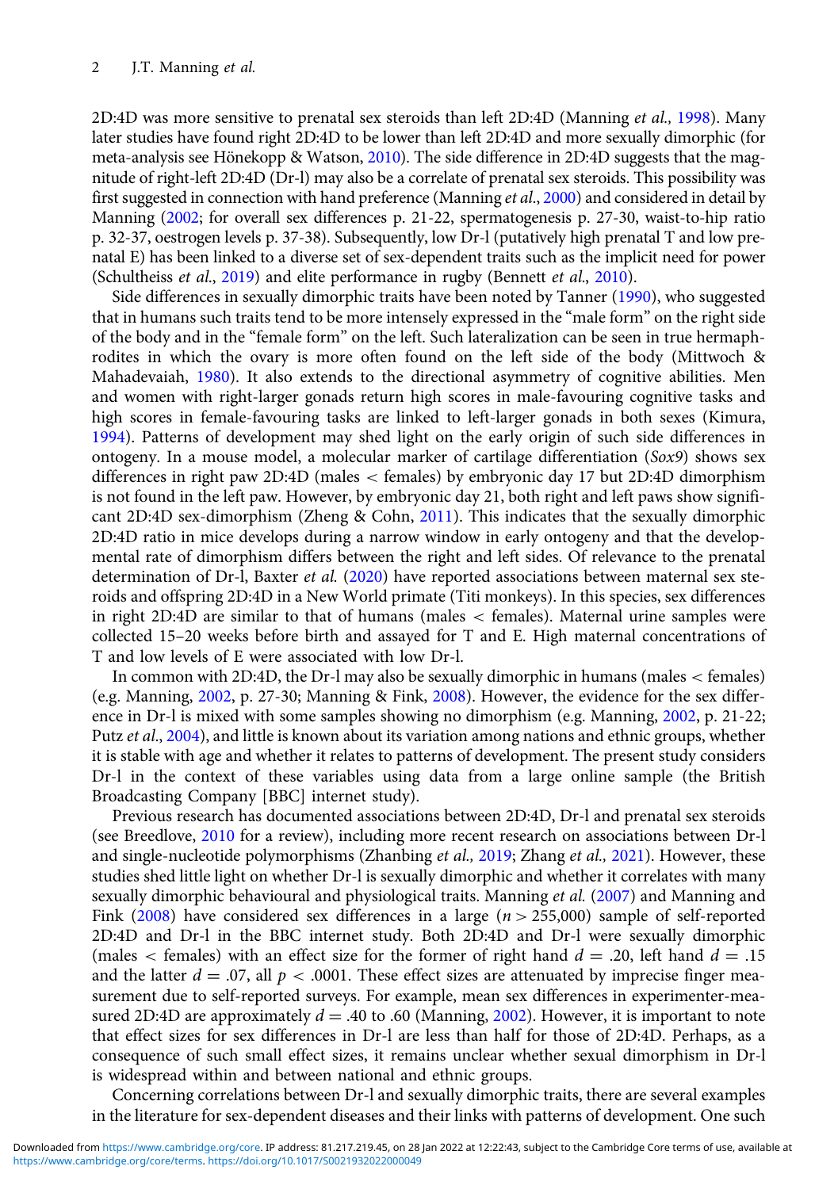2D:4D was more sensitive to prenatal sex steroids than left 2D:4D (Manning *et al.,* 1998). Many later studies have found right 2D:4D to be lower than left 2D:4D and more sexually dimorphic (for meta-analysis see Hönekopp & Watson, 2010). The side difference in 2D:4D suggests that the magnitude of right-left 2D:4D (Dr-l) may also be a correlate of prenatal sex steroids. This possibility was first suggested in connection with hand preference (Manning *et al.*, 2000) and considered in detail by Manning (2002; for overall sex differences p. 21-22, spermatogenesis p. 27-30, waist-to-hip ratio p. 32-37, oestrogen levels p. 37-38). Subsequently, low Dr-l (putatively high prenatal T and low prenatal E) has been linked to a diverse set of sex-dependent traits such as the implicit need for power (Schultheiss *et al.*, 2019) and elite performance in rugby (Bennett *et al.*, 2010).

Side differences in sexually dimorphic traits have been noted by Tanner (1990), who suggested that in humans such traits tend to be more intensely expressed in the "male form" on the right side of the body and in the "female form" on the left. Such lateralization can be seen in true hermaphrodites in which the ovary is more often found on the left side of the body (Mittwoch & Mahadevaiah, 1980). It also extends to the directional asymmetry of cognitive abilities. Men and women with right-larger gonads return high scores in male-favouring cognitive tasks and high scores in female-favouring tasks are linked to left-larger gonads in both sexes (Kimura, 1994). Patterns of development may shed light on the early origin of such side differences in ontogeny. In a mouse model, a molecular marker of cartilage differentiation (*Sox9*) shows sex differences in right paw 2D:4D (males < females) by embryonic day 17 but 2D:4D dimorphism is not found in the left paw. However, by embryonic day 21, both right and left paws show significant 2D:4D sex-dimorphism (Zheng & Cohn, 2011). This indicates that the sexually dimorphic 2D:4D ratio in mice develops during a narrow window in early ontogeny and that the developmental rate of dimorphism differs between the right and left sides. Of relevance to the prenatal determination of Dr-l, Baxter *et al.* (2020) have reported associations between maternal sex steroids and offspring 2D:4D in a New World primate (Titi monkeys). In this species, sex differences in right 2D:4D are similar to that of humans (males < females). Maternal urine samples were collected 15–20 weeks before birth and assayed for T and E. High maternal concentrations of T and low levels of E were associated with low Dr-l.

In common with 2D:4D, the Dr-l may also be sexually dimorphic in humans (males < females) (e.g. Manning, 2002, p. 27-30; Manning & Fink, 2008). However, the evidence for the sex difference in Dr-l is mixed with some samples showing no dimorphism (e.g. Manning, 2002, p. 21-22; Putz *et al.*, 2004), and little is known about its variation among nations and ethnic groups, whether it is stable with age and whether it relates to patterns of development. The present study considers Dr-l in the context of these variables using data from a large online sample (the British Broadcasting Company [BBC] internet study).

Previous research has documented associations between 2D:4D, Dr-l and prenatal sex steroids (see Breedlove, 2010 for a review), including more recent research on associations between Dr-l and single-nucleotide polymorphisms (Zhanbing *et al.,* 2019; Zhang *et al.,* 2021). However, these studies shed little light on whether Dr-l is sexually dimorphic and whether it correlates with many sexually dimorphic behavioural and physiological traits. Manning *et al.* (2007) and Manning and Fink (2008) have considered sex differences in a large ($n > 255{,}000$) sample of self-reported 2D:4D and Dr-l in the BBC internet study. Both 2D:4D and Dr-l were sexually dimorphic (males < females) with an effect size for the former of right hand $d = .20$, left hand $d = .15$ and the latter $d = .07$, all $p < .0001$. These effect sizes are attenuated by imprecise finger measurement due to self-reported surveys. For example, mean sex differences in experimenter-measured 2D:4D are approximately $d = .40$ to $.60$ (Manning, 2002). However, it is important to note that effect sizes for sex differences in Dr-l are less than half for those of 2D:4D. Perhaps, as a consequence of such small effect sizes, it remains unclear whether sexual dimorphism in Dr-l is widespread within and between national and ethnic groups.

Concerning correlations between Dr-l and sexually dimorphic traits, there are several examples in the literature for sex-dependent diseases and their links with patterns of development. One such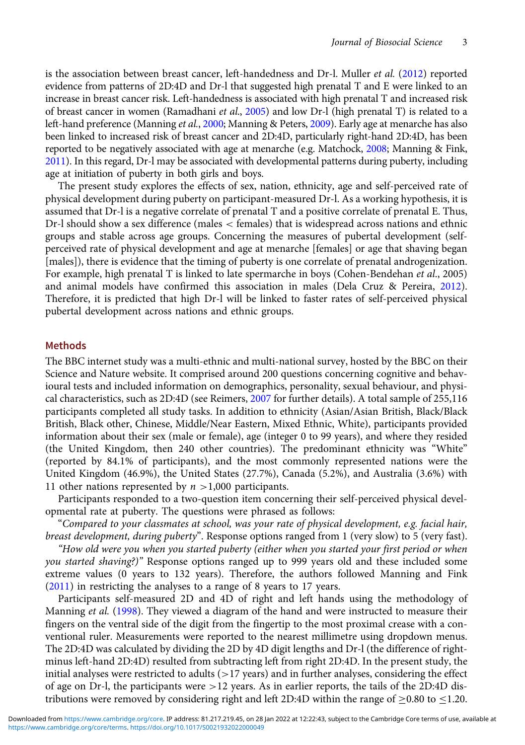is the association between breast cancer, left-handedness and Dr-l. Muller *et al.* (2012) reported evidence from patterns of 2D:4D and Dr-l that suggested high prenatal T and E were linked to an increase in breast cancer risk. Left-handedness is associated with high prenatal T and increased risk of breast cancer in women (Ramadhani *et al.*, 2005) and low Dr-l (high prenatal T) is related to a left-hand preference (Manning *et al.*, 2000; Manning & Peters, 2009). Early age at menarche has also been linked to increased risk of breast cancer and 2D:4D, particularly right-hand 2D:4D, has been reported to be negatively associated with age at menarche (e.g. Matchock, 2008; Manning & Fink, 2011). In this regard, Dr-l may be associated with developmental patterns during puberty, including age at initiation of puberty in both girls and boys.

The present study explores the effects of sex, nation, ethnicity, age and self-perceived rate of physical development during puberty on participant-measured Dr-l. As a working hypothesis, it is assumed that Dr-l is a negative correlate of prenatal T and a positive correlate of prenatal E. Thus, Dr-l should show a sex difference (males < females) that is widespread across nations and ethnic groups and stable across age groups. Concerning the measures of pubertal development (self-perceived rate of physical development and age at menarche [females] or age that shaving began [males]), there is evidence that the timing of puberty is one correlate of prenatal androgenization. For example, high prenatal T is linked to late spermarche in boys (Cohen-Bendehan *et al.*, 2005) and animal models have confirmed this association in males (Dela Cruz & Pereira, 2012). Therefore, it is predicted that high Dr-l will be linked to faster rates of self-perceived physical pubertal development across nations and ethnic groups.

## Methods

The BBC internet study was a multi-ethnic and multi-national survey, hosted by the BBC on their Science and Nature website. It comprised around 200 questions concerning cognitive and behavioural tests and included information on demographics, personality, sexual behaviour, and physical characteristics, such as 2D:4D (see Reimers, 2007 for further details). A total sample of 255,116 participants completed all study tasks. In addition to ethnicity (Asian/Asian British, Black/Black British, Black other, Chinese, Middle/Near Eastern, Mixed Ethnic, White), participants provided information about their sex (male or female), age (integer 0 to 99 years), and where they resided (the United Kingdom, then 240 other countries). The predominant ethnicity was "White" (reported by 84.1% of participants), and the most commonly represented nations were the United Kingdom (46.9%), the United States (27.7%), Canada (5.2%), and Australia (3.6%) with 11 other nations represented by $n$ >1,000 participants.

Participants responded to a two-question item concerning their self-perceived physical developmental rate at puberty. The questions were phrased as follows:

"*Compared to your classmates at school, was your rate of physical development, e.g. facial hair, breast development, during puberty*". Response options ranged from 1 (very slow) to 5 (very fast).

*"How old were you when you started puberty (either when you started your first period or when you started shaving?)"* Response options ranged up to 999 years old and these included some extreme values (0 years to 132 years). Therefore, the authors followed Manning and Fink (2011) in restricting the analyses to a range of 8 years to 17 years.

Participants self-measured 2D and 4D of right and left hands using the methodology of Manning *et al.* (1998). They viewed a diagram of the hand and were instructed to measure their fingers on the ventral side of the digit from the fingertip to the most proximal crease with a conventional ruler. Measurements were reported to the nearest millimetre using dropdown menus. The 2D:4D was calculated by dividing the 2D by 4D digit lengths and Dr-l (the difference of right-minus left-hand 2D:4D) resulted from subtracting left from right 2D:4D. In the present study, the initial analyses were restricted to adults (>17 years) and in further analyses, considering the effect of age on Dr-l, the participants were >12 years. As in earlier reports, the tails of the 2D:4D distributions were removed by considering right and left 2D:4D within the range of ≥0.80 to ≤1.20.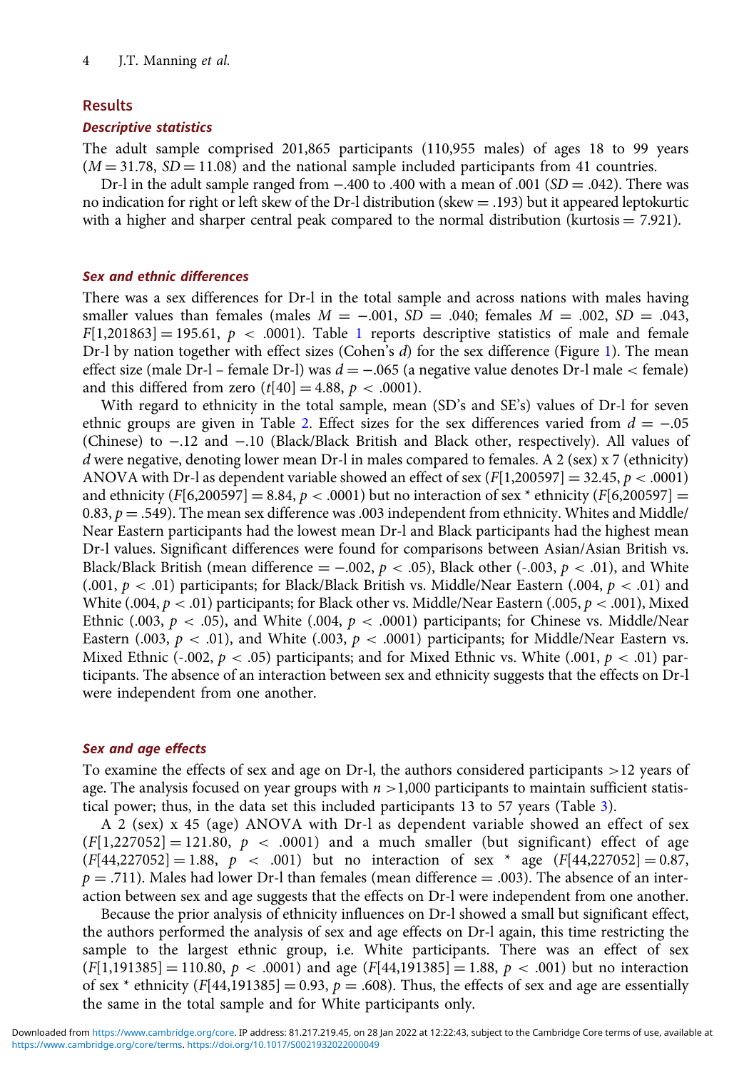## Results

### *Descriptive statistics*

The adult sample comprised 201,865 participants (110,955 males) of ages 18 to 99 years ($M = 31.78$, $SD = 11.08$) and the national sample included participants from 41 countries.

Dr-l in the adult sample ranged from −.400 to .400 with a mean of .001 ($SD = .042$). There was no indication for right or left skew of the Dr-l distribution (skew = .193) but it appeared leptokurtic with a higher and sharper central peak compared to the normal distribution (kurtosis = 7.921).

### *Sex and ethnic differences*

There was a sex differences for Dr-l in the total sample and across nations with males having smaller values than females (males $M = -.001$, $SD = .040$; females $M = .002$, $SD = .043$, $F[1,201863] = 195.61$, $p < .0001$). Table 1 reports descriptive statistics of male and female Dr-l by nation together with effect sizes (Cohen's $d$) for the sex difference (Figure 1). The mean effect size (male Dr-l – female Dr-l) was $d = -.065$ (a negative value denotes Dr-l male < female) and this differed from zero ($t[40] = 4.88$, $p < .0001$).

With regard to ethnicity in the total sample, mean (SD's and SE's) values of Dr-l for seven ethnic groups are given in Table 2. Effect sizes for the sex differences varied from $d = -.05$ (Chinese) to −.12 and −.10 (Black/Black British and Black other, respectively). All values of $d$ were negative, denoting lower mean Dr-l in males compared to females. A 2 (sex) x 7 (ethnicity) ANOVA with Dr-l as dependent variable showed an effect of sex ($F[1,200597] = 32.45$, $p < .0001$) and ethnicity ($F[6,200597] = 8.84$, $p < .0001$) but no interaction of sex * ethnicity ($F[6,200597] = 0.83$, $p = .549$). The mean sex difference was .003 independent from ethnicity. Whites and Middle/Near Eastern participants had the lowest mean Dr-l and Black participants had the highest mean Dr-l values. Significant differences were found for comparisons between Asian/Asian British vs. Black/Black British (mean difference = −.002, $p < .05$), Black other (-.003, $p < .01$), and White (.001, $p < .01$) participants; for Black/Black British vs. Middle/Near Eastern (.004, $p < .01$) and White (.004, $p < .01$) participants; for Black other vs. Middle/Near Eastern (.005, $p < .001$), Mixed Ethnic (.003, $p < .05$), and White (.004, $p < .0001$) participants; for Chinese vs. Middle/Near Eastern (.003, $p < .01$), and White (.003, $p < .0001$) participants; for Middle/Near Eastern vs. Mixed Ethnic (-.002, $p < .05$) participants; and for Mixed Ethnic vs. White (.001, $p < .01$) participants. The absence of an interaction between sex and ethnicity suggests that the effects on Dr-l were independent from one another.

### *Sex and age effects*

To examine the effects of sex and age on Dr-l, the authors considered participants >12 years of age. The analysis focused on year groups with $n$ >1,000 participants to maintain sufficient statistical power; thus, in the data set this included participants 13 to 57 years (Table 3).

A 2 (sex) x 45 (age) ANOVA with Dr-l as dependent variable showed an effect of sex ($F[1,227052] = 121.80$, $p < .0001$) and a much smaller (but significant) effect of age ($F[44,227052] = 1.88$, $p < .001$) but no interaction of sex * age ($F[44,227052] = 0.87$, $p = .711$). Males had lower Dr-l than females (mean difference = .003). The absence of an interaction between sex and age suggests that the effects on Dr-l were independent from one another.

Because the prior analysis of ethnicity influences on Dr-l showed a small but significant effect, the authors performed the analysis of sex and age effects on Dr-l again, this time restricting the sample to the largest ethnic group, i.e. White participants. There was an effect of sex ($F[1,191385] = 110.80$, $p < .0001$) and age ($F[44,191385] = 1.88$, $p < .001$) but no interaction of sex * ethnicity ($F[44,191385] = 0.93$, $p = .608$). Thus, the effects of sex and age are essentially the same in the total sample and for White participants only.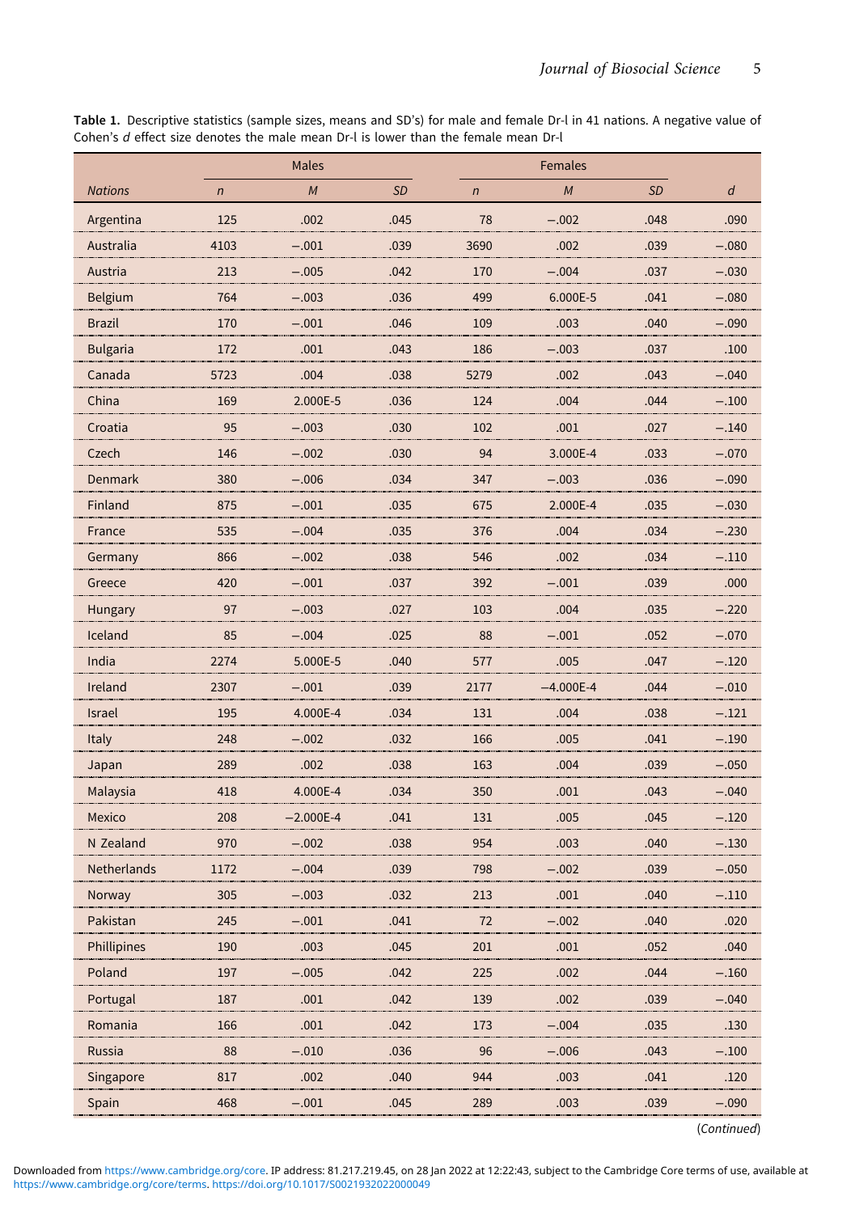**Table 1.** Descriptive statistics (sample sizes, means and SD's) for male and female Dr-l in 41 nations. A negative value of Cohen's *d* effect size denotes the male mean Dr-l is lower than the female mean Dr-l

| | Males | | | Females | | | |
|---|---|---|---|---|---|---|---|
| *Nations* | *n* | *M* | *SD* | *n* | *M* | *SD* | *d* |
| Argentina | 125 | .002 | .045 | 78 | −.002 | .048 | .090 |
| Australia | 4103 | −.001 | .039 | 3690 | .002 | .039 | −.080 |
| Austria | 213 | −.005 | .042 | 170 | −.004 | .037 | −.030 |
| Belgium | 764 | −.003 | .036 | 499 | 6.000E-5 | .041 | −.080 |
| Brazil | 170 | −.001 | .046 | 109 | .003 | .040 | −.090 |
| Bulgaria | 172 | .001 | .043 | 186 | −.003 | .037 | .100 |
| Canada | 5723 | .004 | .038 | 5279 | .002 | .043 | −.040 |
| China | 169 | 2.000E-5 | .036 | 124 | .004 | .044 | −.100 |
| Croatia | 95 | −.003 | .030 | 102 | .001 | .027 | −.140 |
| Czech | 146 | −.002 | .030 | 94 | 3.000E-4 | .033 | −.070 |
| Denmark | 380 | −.006 | .034 | 347 | −.003 | .036 | −.090 |
| Finland | 875 | −.001 | .035 | 675 | 2.000E-4 | .035 | −.030 |
| France | 535 | −.004 | .035 | 376 | .004 | .034 | −.230 |
| Germany | 866 | −.002 | .038 | 546 | .002 | .034 | −.110 |
| Greece | 420 | −.001 | .037 | 392 | −.001 | .039 | .000 |
| Hungary | 97 | −.003 | .027 | 103 | .004 | .035 | −.220 |
| Iceland | 85 | −.004 | .025 | 88 | −.001 | .052 | −.070 |
| India | 2274 | 5.000E-5 | .040 | 577 | .005 | .047 | −.120 |
| Ireland | 2307 | −.001 | .039 | 2177 | −4.000E-4 | .044 | −.010 |
| Israel | 195 | 4.000E-4 | .034 | 131 | .004 | .038 | −.121 |
| Italy | 248 | −.002 | .032 | 166 | .005 | .041 | −.190 |
| Japan | 289 | .002 | .038 | 163 | .004 | .039 | −.050 |
| Malaysia | 418 | 4.000E-4 | .034 | 350 | .001 | .043 | −.040 |
| Mexico | 208 | −2.000E-4 | .041 | 131 | .005 | .045 | −.120 |
| N Zealand | 970 | −.002 | .038 | 954 | .003 | .040 | −.130 |
| Netherlands | 1172 | −.004 | .039 | 798 | −.002 | .039 | −.050 |
| Norway | 305 | −.003 | .032 | 213 | .001 | .040 | −.110 |
| Pakistan | 245 | −.001 | .041 | 72 | −.002 | .040 | .020 |
| Phillipines | 190 | .003 | .045 | 201 | .001 | .052 | .040 |
| Poland | 197 | −.005 | .042 | 225 | .002 | .044 | −.160 |
| Portugal | 187 | .001 | .042 | 139 | .002 | .039 | −.040 |
| Romania | 166 | .001 | .042 | 173 | −.004 | .035 | .130 |
| Russia | 88 | −.010 | .036 | 96 | −.006 | .043 | −.100 |
| Singapore | 817 | .002 | .040 | 944 | .003 | .041 | .120 |
| Spain | 468 | −.001 | .045 | 289 | .003 | .039 | −.090 |

(*Continued*)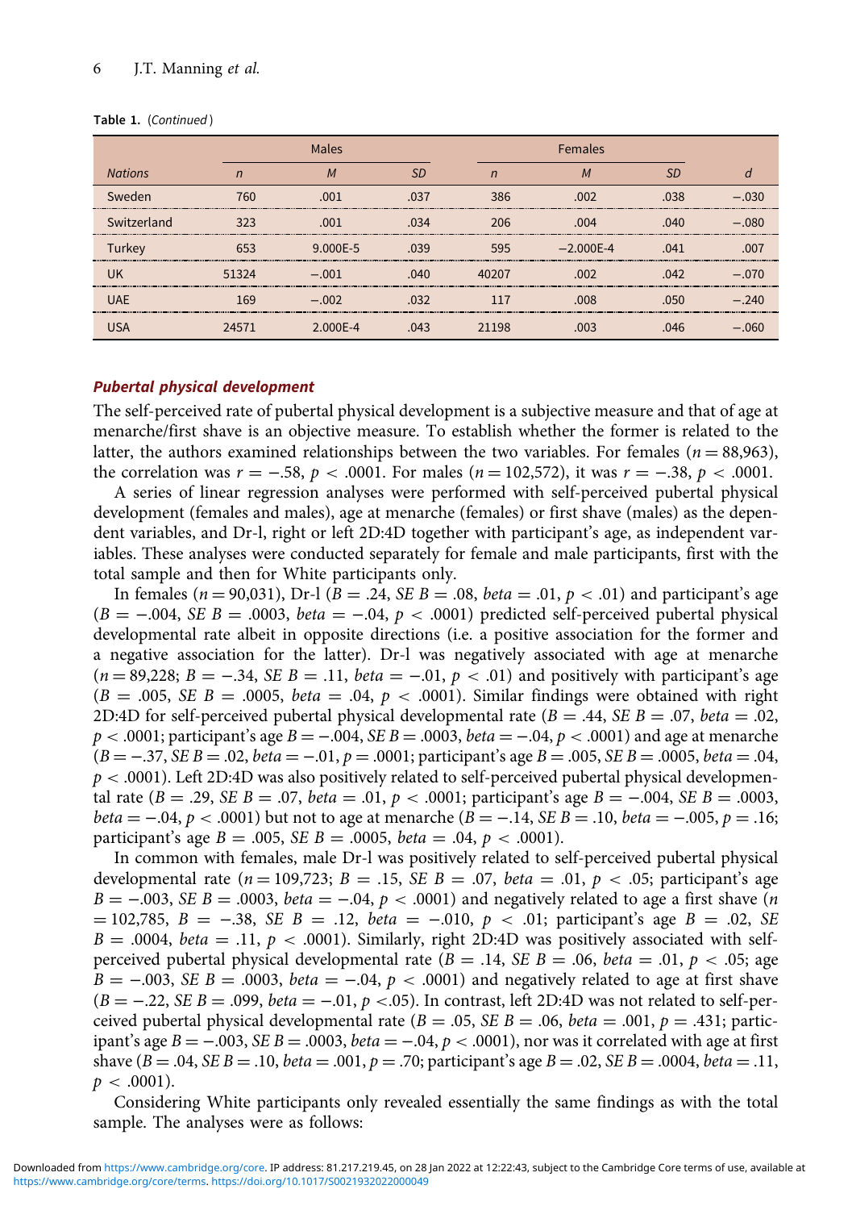**Table 1.** (*Continued*)

| *Nations* | Males | | | Females | | | |
|---|---|---|---|---|---|---|---|
| | *n* | *M* | *SD* | *n* | *M* | *SD* | *d* |
| Sweden | 760 | .001 | .037 | 386 | .002 | .038 | −.030 |
| Switzerland | 323 | .001 | .034 | 206 | .004 | .040 | −.080 |
| Turkey | 653 | 9.000E-5 | .039 | 595 | −2.000E-4 | .041 | .007 |
| UK | 51324 | −.001 | .040 | 40207 | .002 | .042 | −.070 |
| UAE | 169 | −.002 | .032 | 117 | .008 | .050 | −.240 |
| USA | 24571 | 2.000E-4 | .043 | 21198 | .003 | .046 | −.060 |

### *Pubertal physical development*

The self-perceived rate of pubertal physical development is a subjective measure and that of age at menarche/first shave is an objective measure. To establish whether the former is related to the latter, the authors examined relationships between the two variables. For females ($n = 88{,}963$), the correlation was $r = -.58$, $p < .0001$. For males ($n = 102{,}572$), it was $r = -.38$, $p < .0001$.

A series of linear regression analyses were performed with self-perceived pubertal physical development (females and males), age at menarche (females) or first shave (males) as the dependent variables, and Dr-l, right or left 2D:4D together with participant's age, as independent variables. These analyses were conducted separately for female and male participants, first with the total sample and then for White participants only.

In females ($n = 90{,}031$), Dr-l ($B = .24$, $SE\ B = .08$, $beta = .01$, $p < .01$) and participant's age ($B = -.004$, $SE\ B = .0003$, $beta = -.04$, $p < .0001$) predicted self-perceived pubertal physical developmental rate albeit in opposite directions (i.e. a positive association for the former and a negative association for the latter). Dr-l was negatively associated with age at menarche ($n = 89{,}228$; $B = -.34$, $SE\ B = .11$, $beta = -.01$, $p < .01$) and positively with participant's age ($B = .005$, $SE\ B = .0005$, $beta = .04$, $p < .0001$). Similar findings were obtained with right 2D:4D for self-perceived pubertal physical developmental rate ($B = .44$, $SE\ B = .07$, $beta = .02$, $p < .0001$; participant's age $B = -.004$, $SE\ B = .0003$, $beta = -.04$, $p < .0001$) and age at menarche ($B = -.37$, $SE\ B = .02$, $beta = -.01$, $p = .0001$; participant's age $B = .005$, $SE\ B = .0005$, $beta = .04$, $p < .0001$). Left 2D:4D was also positively related to self-perceived pubertal physical developmental rate ($B = .29$, $SE\ B = .07$, $beta = .01$, $p < .0001$; participant's age $B = -.004$, $SE\ B = .0003$, $beta = -.04$, $p < .0001$) but not to age at menarche ($B = -.14$, $SE\ B = .10$, $beta = -.005$, $p = .16$; participant's age $B = .005$, $SE\ B = .0005$, $beta = .04$, $p < .0001$).

In common with females, male Dr-l was positively related to self-perceived pubertal physical developmental rate ($n = 109{,}723$; $B = .15$, $SE\ B = .07$, $beta = .01$, $p < .05$; participant's age $B = -.003$, $SE\ B = .0003$, $beta = -.04$, $p < .0001$) and negatively related to age a first shave ($n = 102{,}785$, $B = -.38$, $SE\ B = .12$, $beta = -.010$, $p < .01$; participant's age $B = .02$, $SE\ B = .0004$, $beta = .11$, $p < .0001$). Similarly, right 2D:4D was positively associated with self-perceived pubertal physical developmental rate ($B = .14$, $SE\ B = .06$, $beta = .01$, $p < .05$; age $B = -.003$, $SE\ B = .0003$, $beta = -.04$, $p < .0001$) and negatively related to age at first shave ($B = -.22$, $SE\ B = .099$, $beta = -.01$, $p < .05$). In contrast, left 2D:4D was not related to self-perceived pubertal physical developmental rate ($B = .05$, $SE\ B = .06$, $beta = .001$, $p = .431$; participant's age $B = -.003$, $SE\ B = .0003$, $beta = -.04$, $p < .0001$), nor was it correlated with age at first shave ($B = .04$, $SE\ B = .10$, $beta = .001$, $p = .70$; participant's age $B = .02$, $SE\ B = .0004$, $beta = .11$, $p < .0001$).

Considering White participants only revealed essentially the same findings as with the total sample. The analyses were as follows: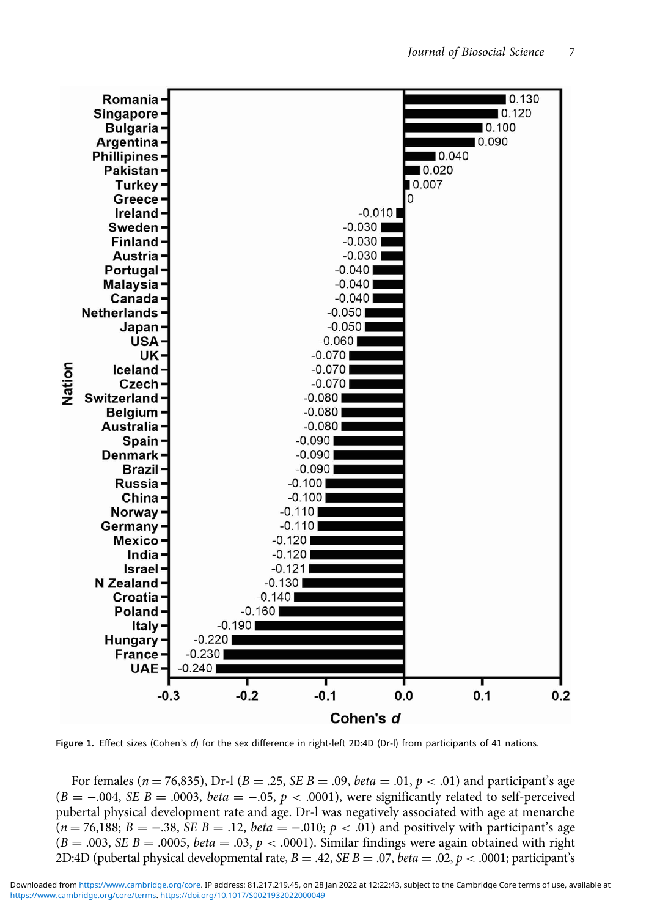Figure 1. Effect sizes (Cohen's *d*) for the sex difference in right-left 2D:4D (Dr-l) from participants of 41 nations.

For females ($n = 76{,}835$), Dr-l ($B = .25$, $SE\ B = .09$, $beta = .01$, $p < .01$) and participant's age ($B = -.004$, $SE\ B = .0003$, $beta = -.05$, $p < .0001$), were significantly related to self-perceived pubertal physical development rate and age. Dr-l was negatively associated with age at menarche ($n = 76{,}188$; $B = -.38$, $SE\ B = .12$, $beta = -.010$; $p < .01$) and positively with participant's age ($B = .003$, $SE\ B = .0005$, $beta = .03$, $p < .0001$). Similar findings were again obtained with right 2D:4D (pubertal physical developmental rate, $B = .42$, $SE\ B = .07$, $beta = .02$, $p < .0001$; participant's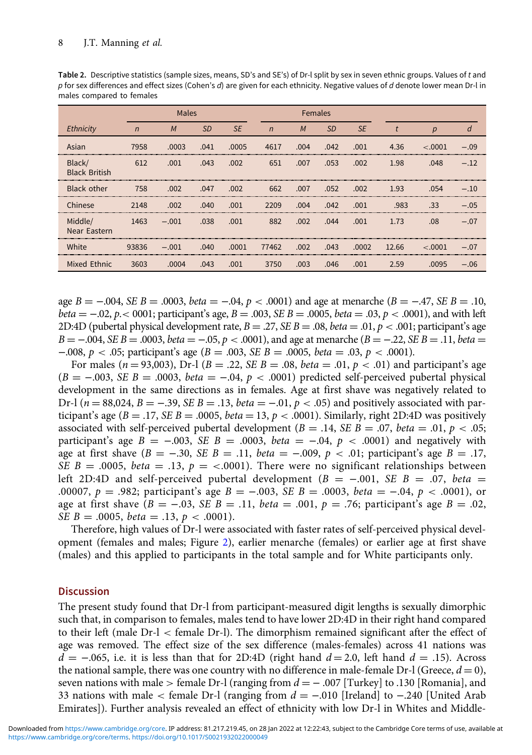**Table 2.** Descriptive statistics (sample sizes, means, SD's and SE's) of Dr-l split by sex in seven ethnic groups. Values of *t* and *p* for sex differences and effect sizes (Cohen's *d*) are given for each ethnicity. Negative values of *d* denote lower mean Dr-l in males compared to females

| | Males | | | | Females | | | | | | |
|---|---|---|---|---|---|---|---|---|---|---|---|
| *Ethnicity* | *n* | *M* | *SD* | *SE* | *n* | *M* | *SD* | *SE* | *t* | *p* | *d* |
| Asian | 7958 | .0003 | .041 | .0005 | 4617 | .004 | .042 | .001 | 4.36 | <.0001 | −.09 |
| Black/ Black British | 612 | .001 | .043 | .002 | 651 | .007 | .053 | .002 | 1.98 | .048 | −.12 |
| Black other | 758 | .002 | .047 | .002 | 662 | .007 | .052 | .002 | 1.93 | .054 | −.10 |
| Chinese | 2148 | .002 | .040 | .001 | 2209 | .004 | .042 | .001 | .983 | .33 | −.05 |
| Middle/ Near Eastern | 1463 | −.001 | .038 | .001 | 882 | .002 | .044 | .001 | 1.73 | .08 | −.07 |
| White | 93836 | −.001 | .040 | .0001 | 77462 | .002 | .043 | .0002 | 12.66 | <.0001 | −.07 |
| Mixed Ethnic | 3603 | .0004 | .043 | .001 | 3750 | .003 | .046 | .001 | 2.59 | .0095 | −.06 |

age $B = -.004$, $SE\ B = .0003$, $beta = -.04$, $p < .0001$) and age at menarche ($B = -.47$, $SE\ B = .10$, $beta = -.02$, $p.< 0001$; participant's age, $B = .003$, $SE\ B = .0005$, $beta = .03$, $p < .0001$), and with left 2D:4D (pubertal physical development rate, $B = .27$, $SE\ B = .08$, $beta = .01$, $p < .001$; participant's age $B = -.004$, $SE\ B = .0003$, $beta = -.05$, $p < .0001$), and age at menarche ($B = -.22$, $SE\ B = .11$, $beta = -.008$, $p < .05$; participant's age ($B = .003$, $SE\ B = .0005$, $beta = .03$, $p < .0001$).

For males ($n = 93{,}003$), Dr-l ($B = .22$, $SE\ B = .08$, $beta = .01$, $p < .01$) and participant's age ($B = -.003$, $SE\ B = .0003$, $beta = -.04$, $p < .0001$) predicted self-perceived pubertal physical development in the same directions as in females. Age at first shave was negatively related to Dr-l ($n = 88{,}024$, $B = -.39$, $SE\ B = .13$, $beta = -.01$, $p < .05$) and positively associated with participant's age ($B = .17$, $SE\ B = .0005$, $beta = 13$, $p < .0001$). Similarly, right 2D:4D was positively associated with self-perceived pubertal development ($B = .14$, $SE\ B = .07$, $beta = .01$, $p < .05$; participant's age $B = -.003$, $SE\ B = .0003$, $beta = -.04$, $p < .0001$) and negatively with age at first shave ($B = -.30$, $SE\ B = .11$, $beta = -.009$, $p < .01$; participant's age $B = .17$, $SE\ B = .0005$, $beta = .13$, $p = <.0001$). There were no significant relationships between left 2D:4D and self-perceived pubertal development ($B = -.001$, $SE\ B = .07$, $beta = .00007$, $p = .982$; participant's age $B = -.003$, $SE\ B = .0003$, $beta = -.04$, $p < .0001$), or age at first shave ($B = -.03$, $SE\ B = .11$, $beta = .001$, $p = .76$; participant's age $B = .02$, $SE\ B = .0005$, $beta = .13$, $p < .0001$).

Therefore, high values of Dr-l were associated with faster rates of self-perceived physical development (females and males; Figure 2), earlier menarche (females) or earlier age at first shave (males) and this applied to participants in the total sample and for White participants only.

## Discussion

The present study found that Dr-l from participant-measured digit lengths is sexually dimorphic such that, in comparison to females, males tend to have lower 2D:4D in their right hand compared to their left (male Dr-l < female Dr-l). The dimorphism remained significant after the effect of age was removed. The effect size of the sex difference (males-females) across 41 nations was $d = -.065$, i.e. it is less than that for 2D:4D (right hand $d = 2.0$, left hand $d = .15$). Across the national sample, there was one country with no difference in male-female Dr-l (Greece, $d = 0$), seven nations with male > female Dr-l (ranging from $d = -.007$ [Turkey] to .130 [Romania], and 33 nations with male < female Dr-l (ranging from $d = -.010$ [Ireland] to $-.240$ [United Arab Emirates]). Further analysis revealed an effect of ethnicity with low Dr-l in Whites and Middle-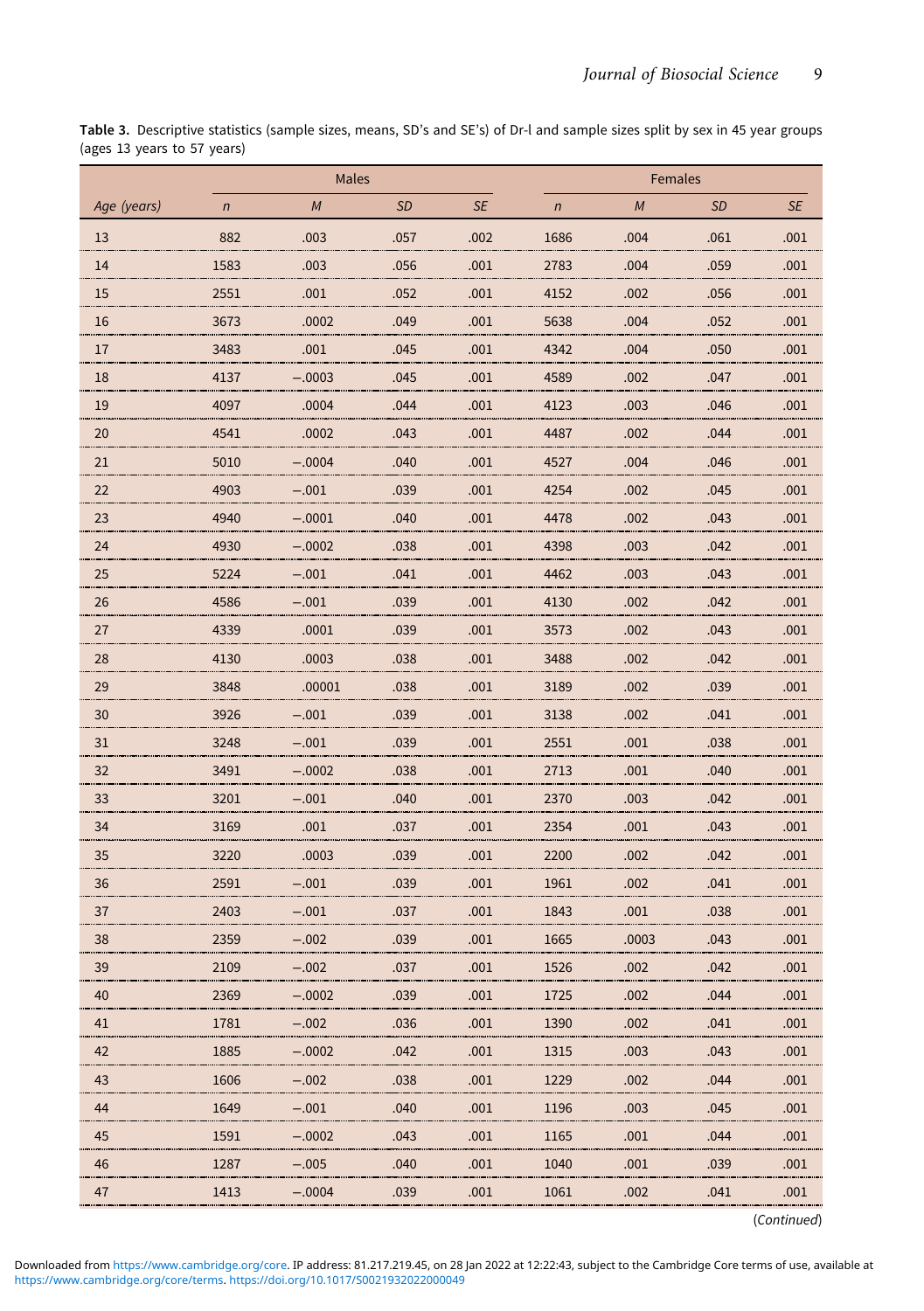**Table 3.** Descriptive statistics (sample sizes, means, SD's and SE's) of Dr-l and sample sizes split by sex in 45 year groups (ages 13 years to 57 years)

| | Males | | | | Females | | | |
|---|---|---|---|---|---|---|---|---|
| *Age (years)* | *n* | *M* | *SD* | *SE* | *n* | *M* | *SD* | *SE* |
| 13 | 882 | .003 | .057 | .002 | 1686 | .004 | .061 | .001 |
| 14 | 1583 | .003 | .056 | .001 | 2783 | .004 | .059 | .001 |
| 15 | 2551 | .001 | .052 | .001 | 4152 | .002 | .056 | .001 |
| 16 | 3673 | .0002 | .049 | .001 | 5638 | .004 | .052 | .001 |
| 17 | 3483 | .001 | .045 | .001 | 4342 | .004 | .050 | .001 |
| 18 | 4137 | −.0003 | .045 | .001 | 4589 | .002 | .047 | .001 |
| 19 | 4097 | .0004 | .044 | .001 | 4123 | .003 | .046 | .001 |
| 20 | 4541 | .0002 | .043 | .001 | 4487 | .002 | .044 | .001 |
| 21 | 5010 | −.0004 | .040 | .001 | 4527 | .004 | .046 | .001 |
| 22 | 4903 | −.001 | .039 | .001 | 4254 | .002 | .045 | .001 |
| 23 | 4940 | −.0001 | .040 | .001 | 4478 | .002 | .043 | .001 |
| 24 | 4930 | −.0002 | .038 | .001 | 4398 | .003 | .042 | .001 |
| 25 | 5224 | −.001 | .041 | .001 | 4462 | .003 | .043 | .001 |
| 26 | 4586 | −.001 | .039 | .001 | 4130 | .002 | .042 | .001 |
| 27 | 4339 | .0001 | .039 | .001 | 3573 | .002 | .043 | .001 |
| 28 | 4130 | .0003 | .038 | .001 | 3488 | .002 | .042 | .001 |
| 29 | 3848 | .00001 | .038 | .001 | 3189 | .002 | .039 | .001 |
| 30 | 3926 | −.001 | .039 | .001 | 3138 | .002 | .041 | .001 |
| 31 | 3248 | −.001 | .039 | .001 | 2551 | .001 | .038 | .001 |
| 32 | 3491 | −.0002 | .038 | .001 | 2713 | .001 | .040 | .001 |
| 33 | 3201 | −.001 | .040 | .001 | 2370 | .003 | .042 | .001 |
| 34 | 3169 | .001 | .037 | .001 | 2354 | .001 | .043 | .001 |
| 35 | 3220 | .0003 | .039 | .001 | 2200 | .002 | .042 | .001 |
| 36 | 2591 | −.001 | .039 | .001 | 1961 | .002 | .041 | .001 |
| 37 | 2403 | −.001 | .037 | .001 | 1843 | .001 | .038 | .001 |
| 38 | 2359 | −.002 | .039 | .001 | 1665 | .0003 | .043 | .001 |
| 39 | 2109 | −.002 | .037 | .001 | 1526 | .002 | .042 | .001 |
| 40 | 2369 | −.0002 | .039 | .001 | 1725 | .002 | .044 | .001 |
| 41 | 1781 | −.002 | .036 | .001 | 1390 | .002 | .041 | .001 |
| 42 | 1885 | −.0002 | .042 | .001 | 1315 | .003 | .043 | .001 |
| 43 | 1606 | −.002 | .038 | .001 | 1229 | .002 | .044 | .001 |
| 44 | 1649 | −.001 | .040 | .001 | 1196 | .003 | .045 | .001 |
| 45 | 1591 | −.0002 | .043 | .001 | 1165 | .001 | .044 | .001 |
| 46 | 1287 | −.005 | .040 | .001 | 1040 | .001 | .039 | .001 |
| 47 | 1413 | −.0004 | .039 | .001 | 1061 | .002 | .041 | .001 |

(*Continued*)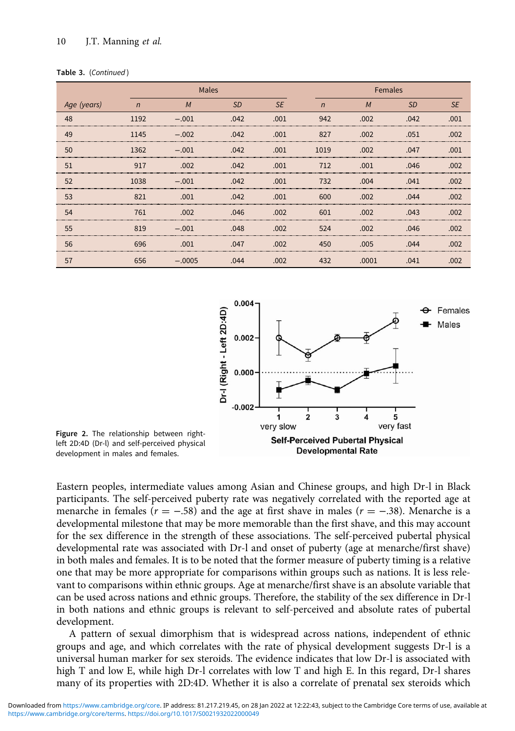**Table 3.** (*Continued*)

| | Males | | | | Females | | | |
|---|---|---|---|---|---|---|---|---|
| *Age (years)* | *n* | *M* | *SD* | *SE* | *n* | *M* | *SD* | *SE* |
| 48 | 1192 | −.001 | .042 | .001 | 942 | .002 | .042 | .001 |
| 49 | 1145 | −.002 | .042 | .001 | 827 | .002 | .051 | .002 |
| 50 | 1362 | −.001 | .042 | .001 | 1019 | .002 | .047 | .001 |
| 51 | 917 | .002 | .042 | .001 | 712 | .001 | .046 | .002 |
| 52 | 1038 | −.001 | .042 | .001 | 732 | .004 | .041 | .002 |
| 53 | 821 | .001 | .042 | .001 | 600 | .002 | .044 | .002 |
| 54 | 761 | .002 | .046 | .002 | 601 | .002 | .043 | .002 |
| 55 | 819 | −.001 | .048 | .002 | 524 | .002 | .046 | .002 |
| 56 | 696 | .001 | .047 | .002 | 450 | .005 | .044 | .002 |
| 57 | 656 | −.0005 | .044 | .002 | 432 | .0001 | .041 | .002 |

**Figure 2.** The relationship between right-left 2D:4D (Dr-l) and self-perceived physical development in males and females.

Eastern peoples, intermediate values among Asian and Chinese groups, and high Dr-l in Black participants. The self-perceived puberty rate was negatively correlated with the reported age at menarche in females ($r = -.58$) and the age at first shave in males ($r = -.38$). Menarche is a developmental milestone that may be more memorable than the first shave, and this may account for the sex difference in the strength of these associations. The self-perceived pubertal physical developmental rate was associated with Dr-l and onset of puberty (age at menarche/first shave) in both males and females. It is to be noted that the former measure of puberty timing is a relative one that may be more appropriate for comparisons within groups such as nations. It is less relevant to comparisons within ethnic groups. Age at menarche/first shave is an absolute variable that can be used across nations and ethnic groups. Therefore, the stability of the sex difference in Dr-l in both nations and ethnic groups is relevant to self-perceived and absolute rates of pubertal development.

A pattern of sexual dimorphism that is widespread across nations, independent of ethnic groups and age, and which correlates with the rate of physical development suggests Dr-l is a universal human marker for sex steroids. The evidence indicates that low Dr-l is associated with high T and low E, while high Dr-l correlates with low T and high E. In this regard, Dr-l shares many of its properties with 2D:4D. Whether it is also a correlate of prenatal sex steroids which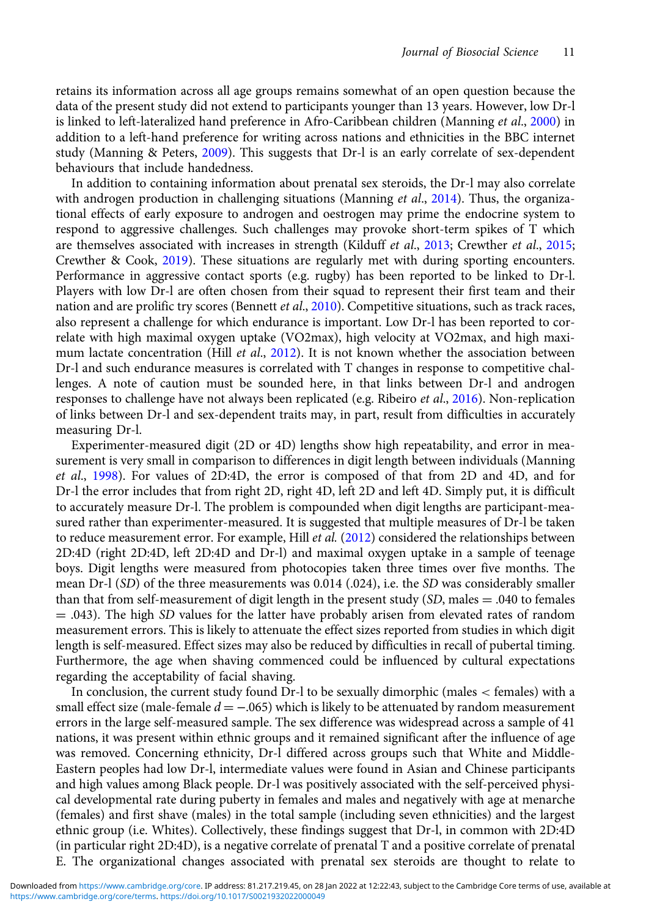retains its information across all age groups remains somewhat of an open question because the data of the present study did not extend to participants younger than 13 years. However, low Dr-l is linked to left-lateralized hand preference in Afro-Caribbean children (Manning *et al.*, 2000) in addition to a left-hand preference for writing across nations and ethnicities in the BBC internet study (Manning & Peters, 2009). This suggests that Dr-l is an early correlate of sex-dependent behaviours that include handedness.

In addition to containing information about prenatal sex steroids, the Dr-l may also correlate with androgen production in challenging situations (Manning *et al.*, 2014). Thus, the organizational effects of early exposure to androgen and oestrogen may prime the endocrine system to respond to aggressive challenges. Such challenges may provoke short-term spikes of T which are themselves associated with increases in strength (Kilduff *et al.*, 2013; Crewther *et al.*, 2015; Crewther & Cook, 2019). These situations are regularly met with during sporting encounters. Performance in aggressive contact sports (e.g. rugby) has been reported to be linked to Dr-l. Players with low Dr-l are often chosen from their squad to represent their first team and their nation and are prolific try scores (Bennett *et al.*, 2010). Competitive situations, such as track races, also represent a challenge for which endurance is important. Low Dr-l has been reported to correlate with high maximal oxygen uptake (VO2max), high velocity at VO2max, and high maximum lactate concentration (Hill *et al.*, 2012). It is not known whether the association between Dr-l and such endurance measures is correlated with T changes in response to competitive challenges. A note of caution must be sounded here, in that links between Dr-l and androgen responses to challenge have not always been replicated (e.g. Ribeiro *et al.*, 2016). Non-replication of links between Dr-l and sex-dependent traits may, in part, result from difficulties in accurately measuring Dr-l.

Experimenter-measured digit (2D or 4D) lengths show high repeatability, and error in measurement is very small in comparison to differences in digit length between individuals (Manning *et al.*, 1998). For values of 2D:4D, the error is composed of that from 2D and 4D, and for Dr-l the error includes that from right 2D, right 4D, left 2D and left 4D. Simply put, it is difficult to accurately measure Dr-l. The problem is compounded when digit lengths are participant-measured rather than experimenter-measured. It is suggested that multiple measures of Dr-l be taken to reduce measurement error. For example, Hill *et al.* (2012) considered the relationships between 2D:4D (right 2D:4D, left 2D:4D and Dr-l) and maximal oxygen uptake in a sample of teenage boys. Digit lengths were measured from photocopies taken three times over five months. The mean Dr-l (*SD*) of the three measurements was 0.014 (.024), i.e. the *SD* was considerably smaller than that from self-measurement of digit length in the present study (*SD*, males = .040 to females = .043). The high *SD* values for the latter have probably arisen from elevated rates of random measurement errors. This is likely to attenuate the effect sizes reported from studies in which digit length is self-measured. Effect sizes may also be reduced by difficulties in recall of pubertal timing. Furthermore, the age when shaving commenced could be influenced by cultural expectations regarding the acceptability of facial shaving.

In conclusion, the current study found Dr-l to be sexually dimorphic (males < females) with a small effect size (male-female $d = -.065$) which is likely to be attenuated by random measurement errors in the large self-measured sample. The sex difference was widespread across a sample of 41 nations, it was present within ethnic groups and it remained significant after the influence of age was removed. Concerning ethnicity, Dr-l differed across groups such that White and Middle-Eastern peoples had low Dr-l, intermediate values were found in Asian and Chinese participants and high values among Black people. Dr-l was positively associated with the self-perceived physical developmental rate during puberty in females and males and negatively with age at menarche (females) and first shave (males) in the total sample (including seven ethnicities) and the largest ethnic group (i.e. Whites). Collectively, these findings suggest that Dr-l, in common with 2D:4D (in particular right 2D:4D), is a negative correlate of prenatal T and a positive correlate of prenatal E. The organizational changes associated with prenatal sex steroids are thought to relate to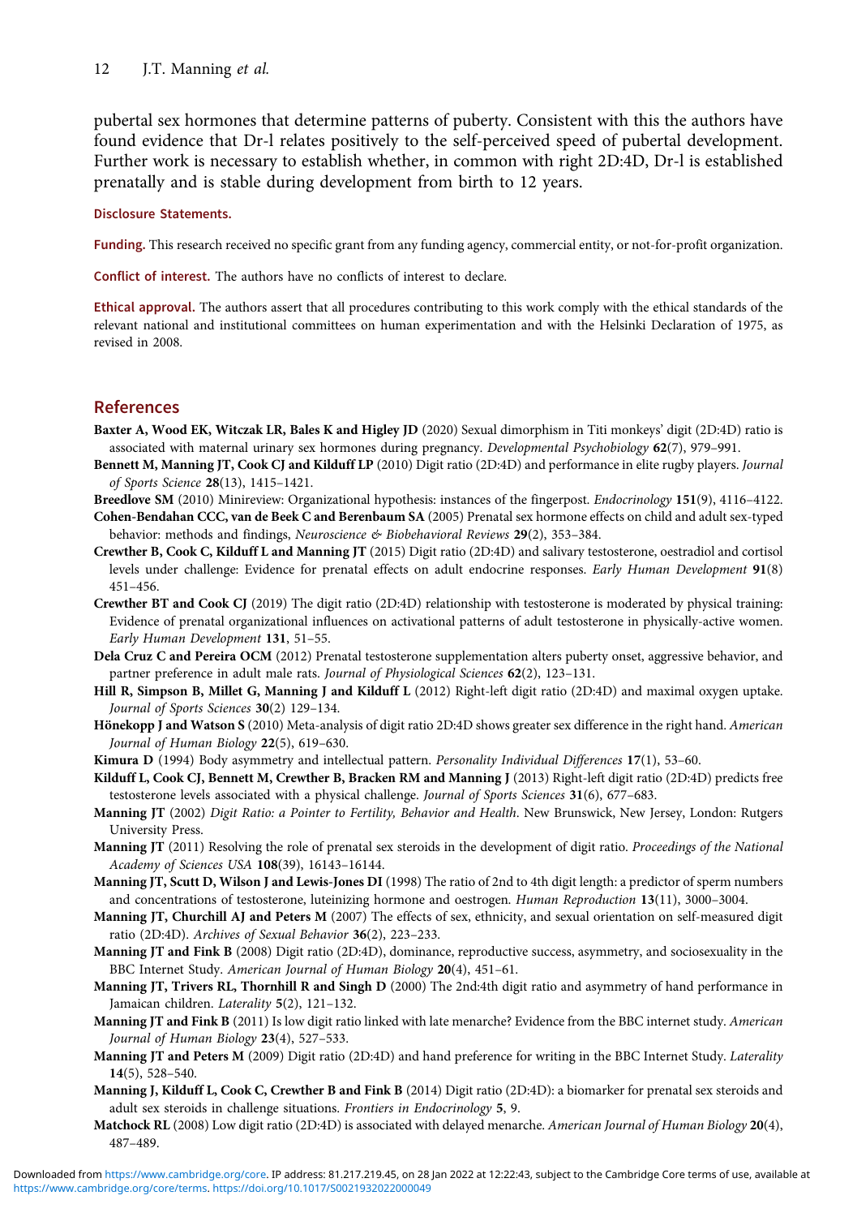pubertal sex hormones that determine patterns of puberty. Consistent with this the authors have found evidence that Dr-l relates positively to the self-perceived speed of pubertal development. Further work is necessary to establish whether, in common with right 2D:4D, Dr-l is established prenatally and is stable during development from birth to 12 years.

**Disclosure Statements.**

**Funding.** This research received no specific grant from any funding agency, commercial entity, or not-for-profit organization.

**Conflict of interest.** The authors have no conflicts of interest to declare.

**Ethical approval.** The authors assert that all procedures contributing to this work comply with the ethical standards of the relevant national and institutional committees on human experimentation and with the Helsinki Declaration of 1975, as revised in 2008.

## References

**Baxter A, Wood EK, Witczak LR, Bales K and Higley JD** (2020) Sexual dimorphism in Titi monkeys' digit (2D:4D) ratio is associated with maternal urinary sex hormones during pregnancy. *Developmental Psychobiology* **62**(7), 979–991.

**Bennett M, Manning JT, Cook CJ and Kilduff LP** (2010) Digit ratio (2D:4D) and performance in elite rugby players. *Journal of Sports Science* **28**(13), 1415–1421.

**Breedlove SM** (2010) Minireview: Organizational hypothesis: instances of the fingerpost. *Endocrinology* **151**(9), 4116–4122.

**Cohen-Bendahan CCC, van de Beek C and Berenbaum SA** (2005) Prenatal sex hormone effects on child and adult sex-typed behavior: methods and findings, *Neuroscience & Biobehavioral Reviews* **29**(2), 353–384.

**Crewther B, Cook C, Kilduff L and Manning JT** (2015) Digit ratio (2D:4D) and salivary testosterone, oestradiol and cortisol levels under challenge: Evidence for prenatal effects on adult endocrine responses. *Early Human Development* **91**(8) 451–456.

**Crewther BT and Cook CJ** (2019) The digit ratio (2D:4D) relationship with testosterone is moderated by physical training: Evidence of prenatal organizational influences on activational patterns of adult testosterone in physically-active women. *Early Human Development* **131**, 51–55.

**Dela Cruz C and Pereira OCM** (2012) Prenatal testosterone supplementation alters puberty onset, aggressive behavior, and partner preference in adult male rats. *Journal of Physiological Sciences* **62**(2), 123–131.

**Hill R, Simpson B, Millet G, Manning J and Kilduff L** (2012) Right-left digit ratio (2D:4D) and maximal oxygen uptake. *Journal of Sports Sciences* **30**(2) 129–134.

**Hönekopp J and Watson S** (2010) Meta-analysis of digit ratio 2D:4D shows greater sex difference in the right hand. *American Journal of Human Biology* **22**(5), 619–630.

**Kimura D** (1994) Body asymmetry and intellectual pattern. *Personality Individual Differences* **17**(1), 53–60.

**Kilduff L, Cook CJ, Bennett M, Crewther B, Bracken RM and Manning J** (2013) Right-left digit ratio (2D:4D) predicts free testosterone levels associated with a physical challenge. *Journal of Sports Sciences* **31**(6), 677–683.

**Manning JT** (2002) *Digit Ratio: a Pointer to Fertility, Behavior and Health*. New Brunswick, New Jersey, London: Rutgers University Press.

**Manning JT** (2011) Resolving the role of prenatal sex steroids in the development of digit ratio. *Proceedings of the National Academy of Sciences USA* **108**(39), 16143–16144.

**Manning JT, Scutt D, Wilson J and Lewis-Jones DI** (1998) The ratio of 2nd to 4th digit length: a predictor of sperm numbers and concentrations of testosterone, luteinizing hormone and oestrogen. *Human Reproduction* **13**(11), 3000–3004.

**Manning JT, Churchill AJ and Peters M** (2007) The effects of sex, ethnicity, and sexual orientation on self-measured digit ratio (2D:4D). *Archives of Sexual Behavior* **36**(2), 223–233.

**Manning JT and Fink B** (2008) Digit ratio (2D:4D), dominance, reproductive success, asymmetry, and sociosexuality in the BBC Internet Study. *American Journal of Human Biology* **20**(4), 451–61.

**Manning JT, Trivers RL, Thornhill R and Singh D** (2000) The 2nd:4th digit ratio and asymmetry of hand performance in Jamaican children. *Laterality* **5**(2), 121–132.

**Manning JT and Fink B** (2011) Is low digit ratio linked with late menarche? Evidence from the BBC internet study. *American Journal of Human Biology* **23**(4), 527–533.

**Manning JT and Peters M** (2009) Digit ratio (2D:4D) and hand preference for writing in the BBC Internet Study. *Laterality* **14**(5), 528–540.

**Manning J, Kilduff L, Cook C, Crewther B and Fink B** (2014) Digit ratio (2D:4D): a biomarker for prenatal sex steroids and adult sex steroids in challenge situations. *Frontiers in Endocrinology* **5**, 9.

**Matchock RL** (2008) Low digit ratio (2D:4D) is associated with delayed menarche. *American Journal of Human Biology* **20**(4), 487–489.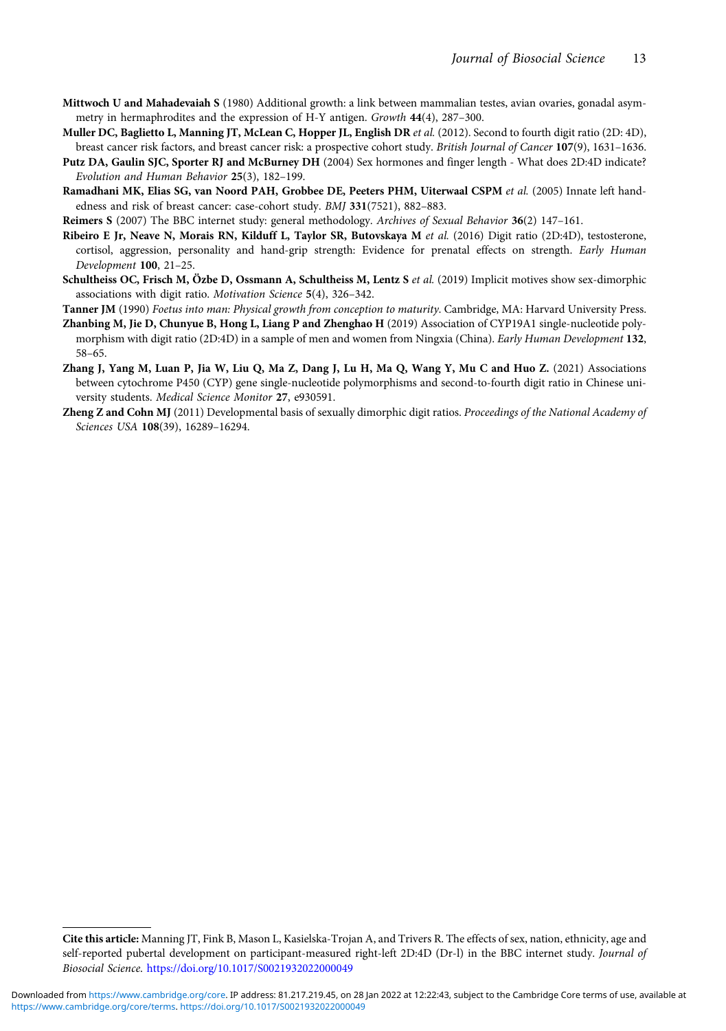**Mittwoch U and Mahadevaiah S** (1980) Additional growth: a link between mammalian testes, avian ovaries, gonadal asymmetry in hermaphrodites and the expression of H-Y antigen. *Growth* **44**(4), 287–300.

**Muller DC, Baglietto L, Manning JT, McLean C, Hopper JL, English DR** *et al.* (2012). Second to fourth digit ratio (2D: 4D), breast cancer risk factors, and breast cancer risk: a prospective cohort study. *British Journal of Cancer* **107**(9), 1631–1636.

**Putz DA, Gaulin SJC, Sporter RJ and McBurney DH** (2004) Sex hormones and finger length - What does 2D:4D indicate? *Evolution and Human Behavior* **25**(3), 182–199.

**Ramadhani MK, Elias SG, van Noord PAH, Grobbee DE, Peeters PHM, Uiterwaal CSPM** *et al.* (2005) Innate left handedness and risk of breast cancer: case-cohort study. *BMJ* **331**(7521), 882–883.

**Reimers S** (2007) The BBC internet study: general methodology. *Archives of Sexual Behavior* **36**(2) 147–161.

**Ribeiro E Jr, Neave N, Morais RN, Kilduff L, Taylor SR, Butovskaya M** *et al.* (2016) Digit ratio (2D:4D), testosterone, cortisol, aggression, personality and hand-grip strength: Evidence for prenatal effects on strength. *Early Human Development* **100**, 21–25.

**Schultheiss OC, Frisch M, Özbe D, Ossmann A, Schultheiss M, Lentz S** *et al.* (2019) Implicit motives show sex-dimorphic associations with digit ratio. *Motivation Science* **5**(4), 326–342.

**Tanner JM** (1990) *Foetus into man: Physical growth from conception to maturity*. Cambridge, MA: Harvard University Press.

**Zhanbing M, Jie D, Chunyue B, Hong L, Liang P and Zhenghao H** (2019) Association of CYP19A1 single-nucleotide polymorphism with digit ratio (2D:4D) in a sample of men and women from Ningxia (China). *Early Human Development* **132**, 58–65.

**Zhang J, Yang M, Luan P, Jia W, Liu Q, Ma Z, Dang J, Lu H, Ma Q, Wang Y, Mu C and Huo Z.** (2021) Associations between cytochrome P450 (CYP) gene single-nucleotide polymorphisms and second-to-fourth digit ratio in Chinese university students. *Medical Science Monitor* **27**, e930591.

**Zheng Z and Cohn MJ** (2011) Developmental basis of sexually dimorphic digit ratios. *Proceedings of the National Academy of Sciences USA* **108**(39), 16289–16294.

---

**Cite this article:** Manning JT, Fink B, Mason L, Kasielska-Trojan A, and Trivers R. The effects of sex, nation, ethnicity, age and self-reported pubertal development on participant-measured right-left 2D:4D (Dr-l) in the BBC internet study. *Journal of Biosocial Science*. https://doi.org/10.1017/S0021932022000049